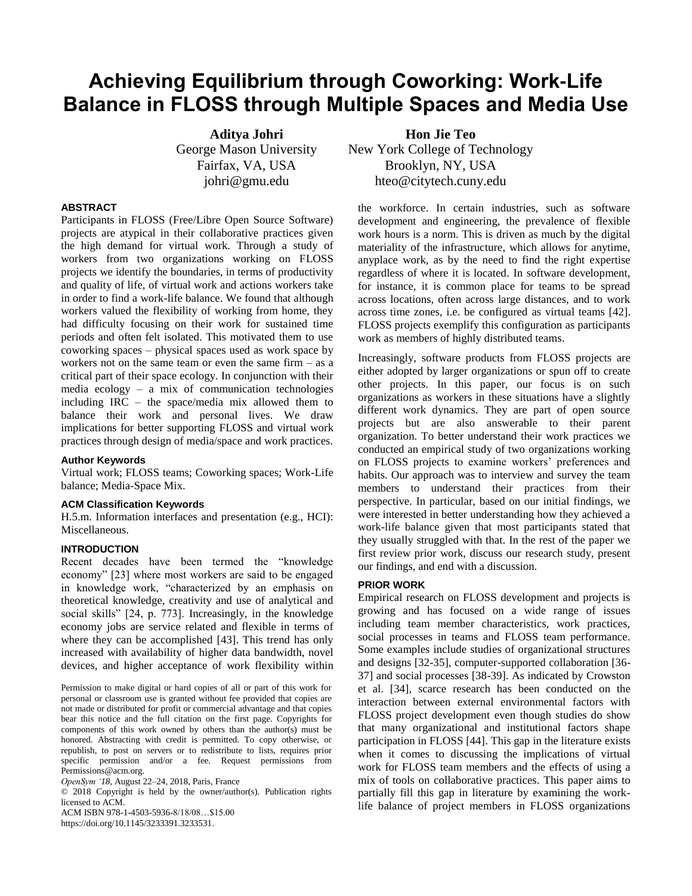# Achieving Equilibrium through Coworking: Work-Life Balance in FLOSS through Multiple Spaces and Media Use

**Aditya Johri**
George Mason University
Fairfax, VA, USA
johri@gmu.edu

**Hon Jie Teo**
New York College of Technology
Brooklyn, NY, USA
hteo@citytech.cuny.edu

## ABSTRACT

Participants in FLOSS (Free/Libre Open Source Software) projects are atypical in their collaborative practices given the high demand for virtual work. Through a study of workers from two organizations working on FLOSS projects we identify the boundaries, in terms of productivity and quality of life, of virtual work and actions workers take in order to find a work-life balance. We found that although workers valued the flexibility of working from home, they had difficulty focusing on their work for sustained time periods and often felt isolated. This motivated them to use coworking spaces – physical spaces used as work space by workers not on the same team or even the same firm – as a critical part of their space ecology. In conjunction with their media ecology – a mix of communication technologies including IRC – the space/media mix allowed them to balance their work and personal lives. We draw implications for better supporting FLOSS and virtual work practices through design of media/space and work practices.

### Author Keywords

Virtual work; FLOSS teams; Coworking spaces; Work-Life balance; Media-Space Mix.

### ACM Classification Keywords

H.5.m. Information interfaces and presentation (e.g., HCI): Miscellaneous.

## INTRODUCTION

Recent decades have been termed the "knowledge economy" [23] where most workers are said to be engaged in knowledge work, "characterized by an emphasis on theoretical knowledge, creativity and use of analytical and social skills" [24, p. 773]. Increasingly, in the knowledge economy jobs are service related and flexible in terms of where they can be accomplished [43]. This trend has only increased with availability of higher data bandwidth, novel devices, and higher acceptance of work flexibility within the workforce. In certain industries, such as software development and engineering, the prevalence of flexible work hours is a norm. This is driven as much by the digital materiality of the infrastructure, which allows for anytime, anyplace work, as by the need to find the right expertise regardless of where it is located. In software development, for instance, it is common place for teams to be spread across locations, often across large distances, and to work across time zones, i.e. be configured as virtual teams [42]. FLOSS projects exemplify this configuration as participants work as members of highly distributed teams.

Increasingly, software products from FLOSS projects are either adopted by larger organizations or spun off to create other projects. In this paper, our focus is on such organizations as workers in these situations have a slightly different work dynamics. They are part of open source projects but are also answerable to their parent organization. To better understand their work practices we conducted an empirical study of two organizations working on FLOSS projects to examine workers' preferences and habits. Our approach was to interview and survey the team members to understand their practices from their perspective. In particular, based on our initial findings, we were interested in better understanding how they achieved a work-life balance given that most participants stated that they usually struggled with that. In the rest of the paper we first review prior work, discuss our research study, present our findings, and end with a discussion.

## PRIOR WORK

Empirical research on FLOSS development and projects is growing and has focused on a wide range of issues including team member characteristics, work practices, social processes in teams and FLOSS team performance. Some examples include studies of organizational structures and designs [32-35], computer-supported collaboration [36-37] and social processes [38-39]. As indicated by Crowston et al. [34], scarce research has been conducted on the interaction between external environmental factors with FLOSS project development even though studies do show that many organizational and institutional factors shape participation in FLOSS [44]. This gap in the literature exists when it comes to discussing the implications of virtual work for FLOSS team members and the effects of using a mix of tools on collaborative practices. This paper aims to partially fill this gap in literature by examining the work-life balance of project members in FLOSS organizations

Permission to make digital or hard copies of all or part of this work for personal or classroom use is granted without fee provided that copies are not made or distributed for profit or commercial advantage and that copies bear this notice and the full citation on the first page. Copyrights for components of this work owned by others than the author(s) must be honored. Abstracting with credit is permitted. To copy otherwise, or republish, to post on servers or to redistribute to lists, requires prior specific permission and/or a fee. Request permissions from Permissions@acm.org.
*OpenSym '18*, August 22–24, 2018, Paris, France
© 2018 Copyright is held by the owner/author(s). Publication rights licensed to ACM.
ACM ISBN 978-1-4503-5936-8/18/08…$15.00
https://doi.org/10.1145/3233391.3233531.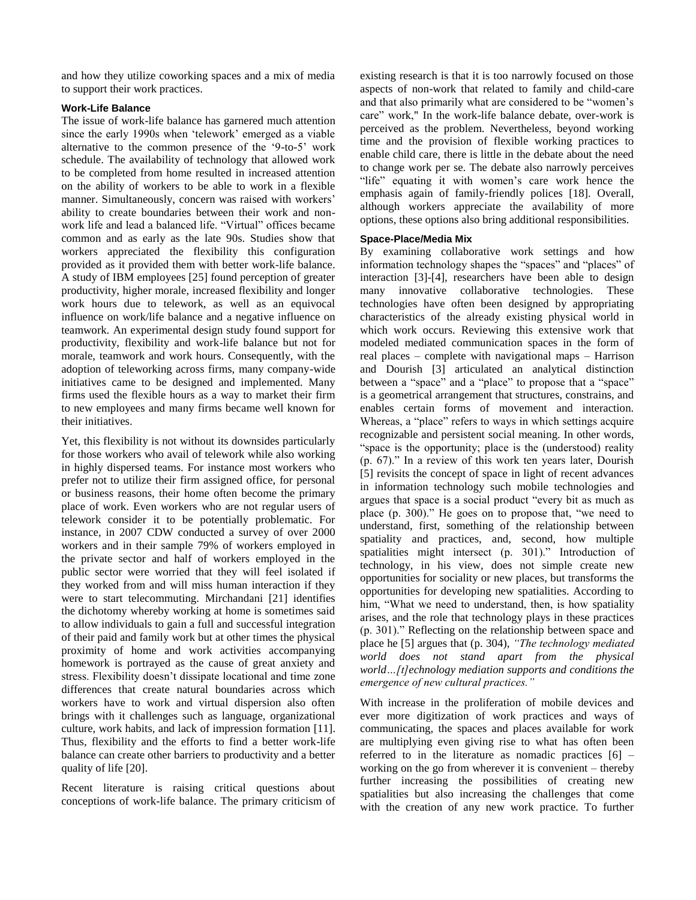and how they utilize coworking spaces and a mix of media to support their work practices.

### Work-Life Balance

The issue of work-life balance has garnered much attention since the early 1990s when 'telework' emerged as a viable alternative to the common presence of the '9-to-5' work schedule. The availability of technology that allowed work to be completed from home resulted in increased attention on the ability of workers to be able to work in a flexible manner. Simultaneously, concern was raised with workers' ability to create boundaries between their work and non-work life and lead a balanced life. "Virtual" offices became common and as early as the late 90s. Studies show that workers appreciated the flexibility this configuration provided as it provided them with better work-life balance. A study of IBM employees [25] found perception of greater productivity, higher morale, increased flexibility and longer work hours due to telework, as well as an equivocal influence on work/life balance and a negative influence on teamwork. An experimental design study found support for productivity, flexibility and work-life balance but not for morale, teamwork and work hours. Consequently, with the adoption of teleworking across firms, many company-wide initiatives came to be designed and implemented. Many firms used the flexible hours as a way to market their firm to new employees and many firms became well known for their initiatives.

Yet, this flexibility is not without its downsides particularly for those workers who avail of telework while also working in highly dispersed teams. For instance most workers who prefer not to utilize their firm assigned office, for personal or business reasons, their home often become the primary place of work. Even workers who are not regular users of telework consider it to be potentially problematic. For instance, in 2007 CDW conducted a survey of over 2000 workers and in their sample 79% of workers employed in the private sector and half of workers employed in the public sector were worried that they will feel isolated if they worked from and will miss human interaction if they were to start telecommuting. Mirchandani [21] identifies the dichotomy whereby working at home is sometimes said to allow individuals to gain a full and successful integration of their paid and family work but at other times the physical proximity of home and work activities accompanying homework is portrayed as the cause of great anxiety and stress. Flexibility doesn't dissipate locational and time zone differences that create natural boundaries across which workers have to work and virtual dispersion also often brings with it challenges such as language, organizational culture, work habits, and lack of impression formation [11]. Thus, flexibility and the efforts to find a better work-life balance can create other barriers to productivity and a better quality of life [20].

Recent literature is raising critical questions about conceptions of work-life balance. The primary criticism of existing research is that it is too narrowly focused on those aspects of non-work that related to family and child-care and that also primarily what are considered to be "women's care" work," In the work-life balance debate, over-work is perceived as the problem. Nevertheless, beyond working time and the provision of flexible working practices to enable child care, there is little in the debate about the need to change work per se. The debate also narrowly perceives "life" equating it with women's care work hence the emphasis again of family-friendly polices [18]. Overall, although workers appreciate the availability of more options, these options also bring additional responsibilities.

### Space-Place/Media Mix

By examining collaborative work settings and how information technology shapes the "spaces" and "places" of interaction [3]-[4], researchers have been able to design many innovative collaborative technologies. These technologies have often been designed by appropriating characteristics of the already existing physical world in which work occurs. Reviewing this extensive work that modeled mediated communication spaces in the form of real places – complete with navigational maps – Harrison and Dourish [3] articulated an analytical distinction between a "space" and a "place" to propose that a "space" is a geometrical arrangement that structures, constrains, and enables certain forms of movement and interaction. Whereas, a "place" refers to ways in which settings acquire recognizable and persistent social meaning. In other words, "space is the opportunity; place is the (understood) reality (p. 67)." In a review of this work ten years later, Dourish [5] revisits the concept of space in light of recent advances in information technology such mobile technologies and argues that space is a social product "every bit as much as place (p. 300)." He goes on to propose that, "we need to understand, first, something of the relationship between spatiality and practices, and, second, how multiple spatialities might intersect (p. 301)." Introduction of technology, in his view, does not simple create new opportunities for sociality or new places, but transforms the opportunities for developing new spatialities. According to him, "What we need to understand, then, is how spatiality arises, and the role that technology plays in these practices (p. 301)." Reflecting on the relationship between space and place he [5] argues that (p. 304), *"The technology mediated world does not stand apart from the physical world…[t]echnology mediation supports and conditions the emergence of new cultural practices."*

With increase in the proliferation of mobile devices and ever more digitization of work practices and ways of communicating, the spaces and places available for work are multiplying even giving rise to what has often been referred to in the literature as nomadic practices [6] – working on the go from wherever it is convenient – thereby further increasing the possibilities of creating new spatialities but also increasing the challenges that come with the creation of any new work practice. To further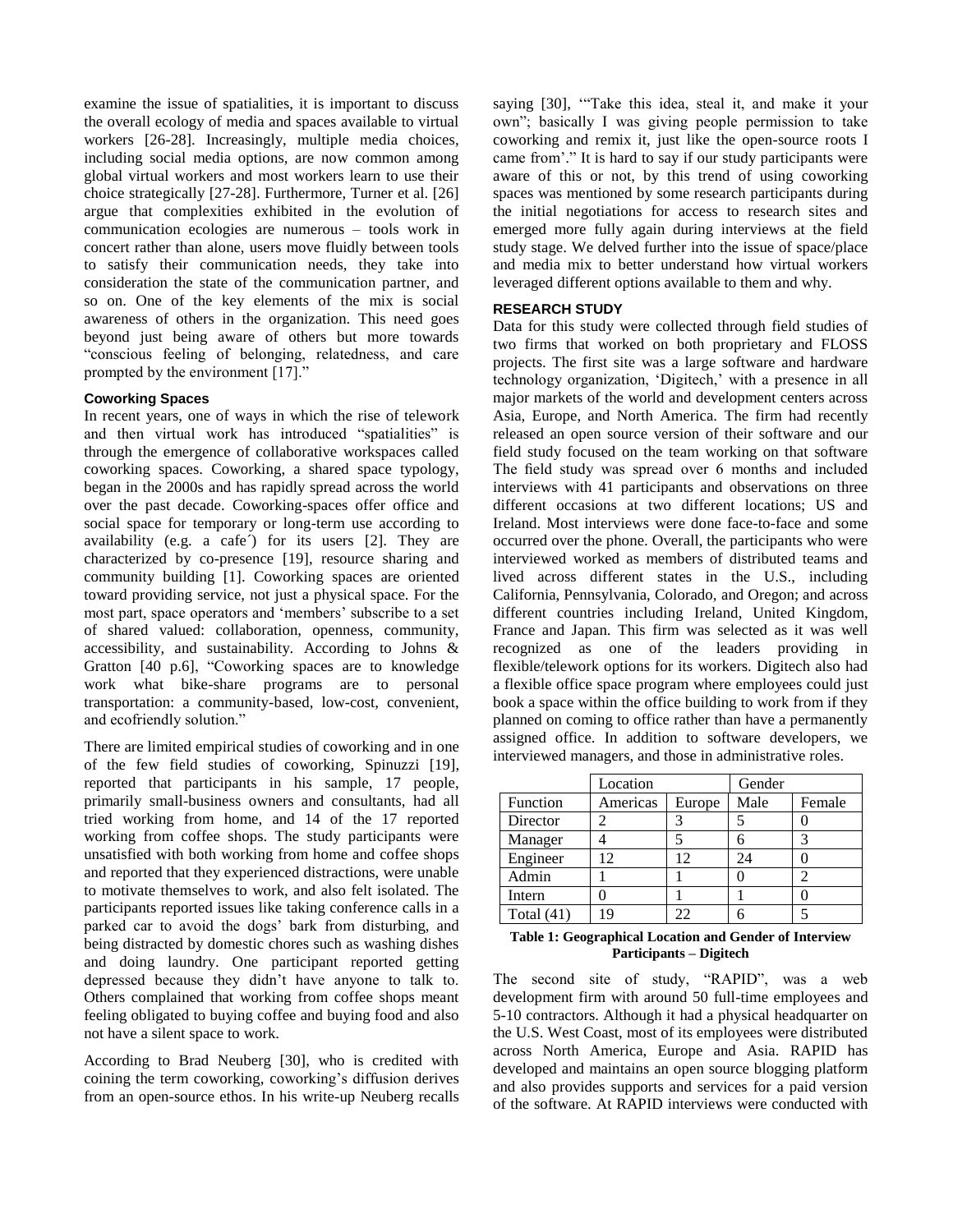examine the issue of spatialities, it is important to discuss the overall ecology of media and spaces available to virtual workers [26-28]. Increasingly, multiple media choices, including social media options, are now common among global virtual workers and most workers learn to use their choice strategically [27-28]. Furthermore, Turner et al. [26] argue that complexities exhibited in the evolution of communication ecologies are numerous – tools work in concert rather than alone, users move fluidly between tools to satisfy their communication needs, they take into consideration the state of the communication partner, and so on. One of the key elements of the mix is social awareness of others in the organization. This need goes beyond just being aware of others but more towards "conscious feeling of belonging, relatedness, and care prompted by the environment [17]."

### Coworking Spaces

In recent years, one of ways in which the rise of telework and then virtual work has introduced "spatialities" is through the emergence of collaborative workspaces called coworking spaces. Coworking, a shared space typology, began in the 2000s and has rapidly spread across the world over the past decade. Coworking-spaces offer office and social space for temporary or long-term use according to availability (e.g. a cafe´) for its users [2]. They are characterized by co-presence [19], resource sharing and community building [1]. Coworking spaces are oriented toward providing service, not just a physical space. For the most part, space operators and 'members' subscribe to a set of shared valued: collaboration, openness, community, accessibility, and sustainability. According to Johns & Gratton [40 p.6], "Coworking spaces are to knowledge work what bike-share programs are to personal transportation: a community-based, low-cost, convenient, and ecofriendly solution."

There are limited empirical studies of coworking and in one of the few field studies of coworking, Spinuzzi [19], reported that participants in his sample, 17 people, primarily small-business owners and consultants, had all tried working from home, and 14 of the 17 reported working from coffee shops. The study participants were unsatisfied with both working from home and coffee shops and reported that they experienced distractions, were unable to motivate themselves to work, and also felt isolated. The participants reported issues like taking conference calls in a parked car to avoid the dogs' bark from disturbing, and being distracted by domestic chores such as washing dishes and doing laundry. One participant reported getting depressed because they didn't have anyone to talk to. Others complained that working from coffee shops meant feeling obligated to buying coffee and buying food and also not have a silent space to work.

According to Brad Neuberg [30], who is credited with coining the term coworking, coworking's diffusion derives from an open-source ethos. In his write-up Neuberg recalls saying [30], '"Take this idea, steal it, and make it your own"; basically I was giving people permission to take coworking and remix it, just like the open-source roots I came from'." It is hard to say if our study participants were aware of this or not, by this trend of using coworking spaces was mentioned by some research participants during the initial negotiations for access to research sites and emerged more fully again during interviews at the field study stage. We delved further into the issue of space/place and media mix to better understand how virtual workers leveraged different options available to them and why.

## RESEARCH STUDY

Data for this study were collected through field studies of two firms that worked on both proprietary and FLOSS projects. The first site was a large software and hardware technology organization, 'Digitech,' with a presence in all major markets of the world and development centers across Asia, Europe, and North America. The firm had recently released an open source version of their software and our field study focused on the team working on that software The field study was spread over 6 months and included interviews with 41 participants and observations on three different occasions at two different locations; US and Ireland. Most interviews were done face-to-face and some occurred over the phone. Overall, the participants who were interviewed worked as members of distributed teams and lived across different states in the U.S., including California, Pennsylvania, Colorado, and Oregon; and across different countries including Ireland, United Kingdom, France and Japan. This firm was selected as it was well recognized as one of the leaders providing in flexible/telework options for its workers. Digitech also had a flexible office space program where employees could just book a space within the office building to work from if they planned on coming to office rather than have a permanently assigned office. In addition to software developers, we interviewed managers, and those in administrative roles.

| | Location | | Gender | |
|---|---|---|---|---|
| Function | Americas | Europe | Male | Female |
| Director | 2 | 3 | 5 | 0 |
| Manager | 4 | 5 | 6 | 3 |
| Engineer | 12 | 12 | 24 | 0 |
| Admin | 1 | 1 | 0 | 2 |
| Intern | 0 | 1 | 1 | 0 |
| Total (41) | 19 | 22 | 6 | 5 |

**Table 1: Geographical Location and Gender of Interview Participants – Digitech**

The second site of study, "RAPID", was a web development firm with around 50 full-time employees and 5-10 contractors. Although it had a physical headquarter on the U.S. West Coast, most of its employees were distributed across North America, Europe and Asia. RAPID has developed and maintains an open source blogging platform and also provides supports and services for a paid version of the software. At RAPID interviews were conducted with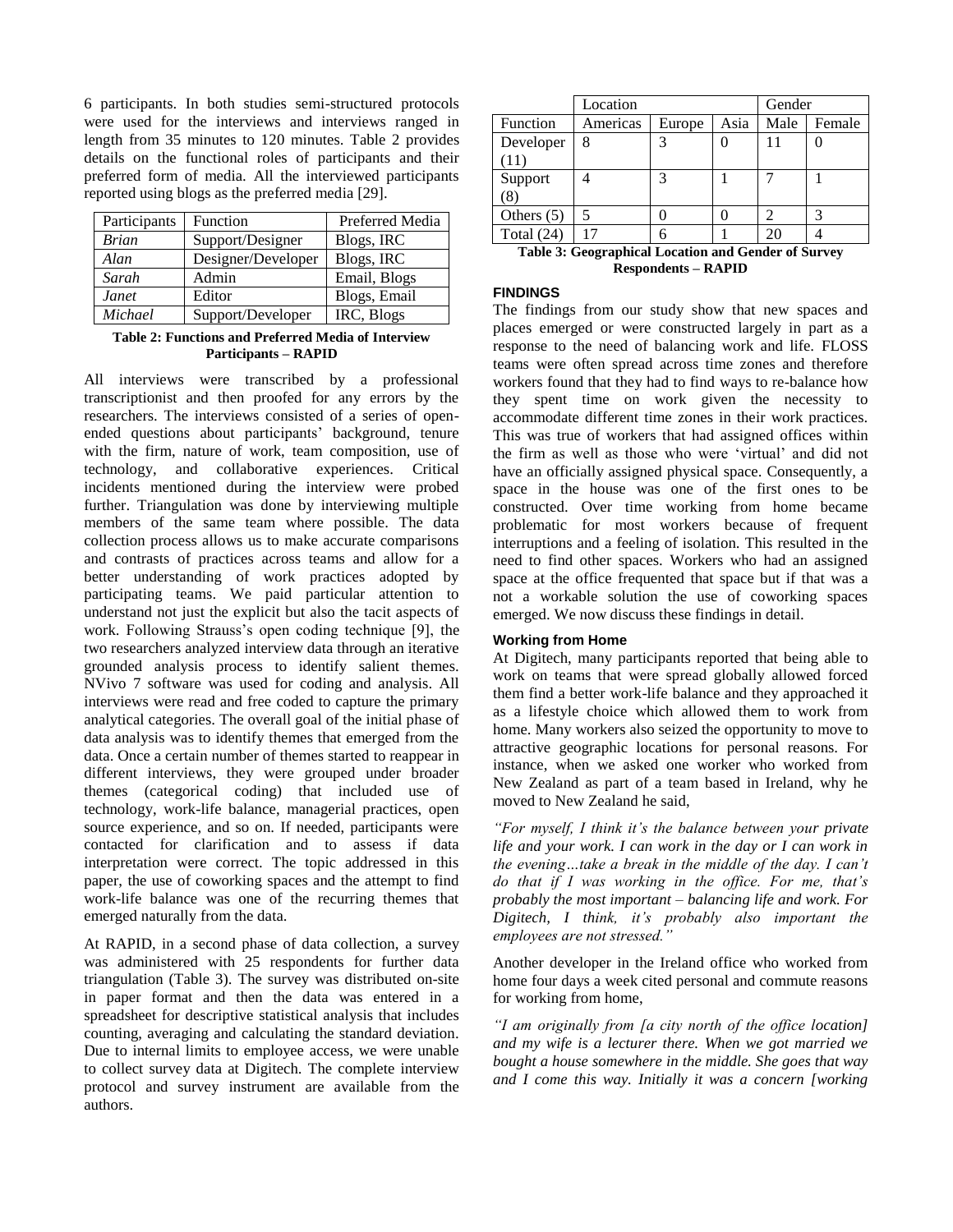6 participants. In both studies semi-structured protocols were used for the interviews and interviews ranged in length from 35 minutes to 120 minutes. Table 2 provides details on the functional roles of participants and their preferred form of media. All the interviewed participants reported using blogs as the preferred media [29].

| Participants | Function | Preferred Media |
|---|---|---|
| *Brian* | Support/Designer | Blogs, IRC |
| *Alan* | Designer/Developer | Blogs, IRC |
| *Sarah* | Admin | Email, Blogs |
| *Janet* | Editor | Blogs, Email |
| *Michael* | Support/Developer | IRC, Blogs |

**Table 2: Functions and Preferred Media of Interview Participants – RAPID**

All interviews were transcribed by a professional transcriptionist and then proofed for any errors by the researchers. The interviews consisted of a series of open-ended questions about participants' background, tenure with the firm, nature of work, team composition, use of technology, and collaborative experiences. Critical incidents mentioned during the interview were probed further. Triangulation was done by interviewing multiple members of the same team where possible. The data collection process allows us to make accurate comparisons and contrasts of practices across teams and allow for a better understanding of work practices adopted by participating teams. We paid particular attention to understand not just the explicit but also the tacit aspects of work. Following Strauss's open coding technique [9], the two researchers analyzed interview data through an iterative grounded analysis process to identify salient themes. NVivo 7 software was used for coding and analysis. All interviews were read and free coded to capture the primary analytical categories. The overall goal of the initial phase of data analysis was to identify themes that emerged from the data. Once a certain number of themes started to reappear in different interviews, they were grouped under broader themes (categorical coding) that included use of technology, work-life balance, managerial practices, open source experience, and so on. If needed, participants were contacted for clarification and to assess if data interpretation were correct. The topic addressed in this paper, the use of coworking spaces and the attempt to find work-life balance was one of the recurring themes that emerged naturally from the data.

At RAPID, in a second phase of data collection, a survey was administered with 25 respondents for further data triangulation (Table 3). The survey was distributed on-site in paper format and then the data was entered in a spreadsheet for descriptive statistical analysis that includes counting, averaging and calculating the standard deviation. Due to internal limits to employee access, we were unable to collect survey data at Digitech. The complete interview protocol and survey instrument are available from the authors.

| | Location | | | Gender | |
|---|---|---|---|---|---|
| Function | Americas | Europe | Asia | Male | Female |
| Developer (11) | 8 | 3 | 0 | 11 | 0 |
| Support (8) | 4 | 3 | 1 | 7 | 1 |
| Others (5) | 5 | 0 | 0 | 2 | 3 |
| Total (24) | 17 | 6 | 1 | 20 | 4 |

**Table 3: Geographical Location and Gender of Survey Respondents – RAPID**

## FINDINGS

The findings from our study show that new spaces and places emerged or were constructed largely in part as a response to the need of balancing work and life. FLOSS teams were often spread across time zones and therefore workers found that they had to find ways to re-balance how they spent time on work given the necessity to accommodate different time zones in their work practices. This was true of workers that had assigned offices within the firm as well as those who were 'virtual' and did not have an officially assigned physical space. Consequently, a space in the house was one of the first ones to be constructed. Over time working from home became problematic for most workers because of frequent interruptions and a feeling of isolation. This resulted in the need to find other spaces. Workers who had an assigned space at the office frequented that space but if that was a not a workable solution the use of coworking spaces emerged. We now discuss these findings in detail.

### Working from Home

At Digitech, many participants reported that being able to work on teams that were spread globally allowed forced them find a better work-life balance and they approached it as a lifestyle choice which allowed them to work from home. Many workers also seized the opportunity to move to attractive geographic locations for personal reasons. For instance, when we asked one worker who worked from New Zealand as part of a team based in Ireland, why he moved to New Zealand he said,

*"For myself, I think it's the balance between your private life and your work. I can work in the day or I can work in the evening…take a break in the middle of the day. I can't do that if I was working in the office. For me, that's probably the most important – balancing life and work. For Digitech, I think, it's probably also important the employees are not stressed."*

Another developer in the Ireland office who worked from home four days a week cited personal and commute reasons for working from home,

*"I am originally from [a city north of the office location] and my wife is a lecturer there. When we got married we bought a house somewhere in the middle. She goes that way and I come this way. Initially it was a concern [working*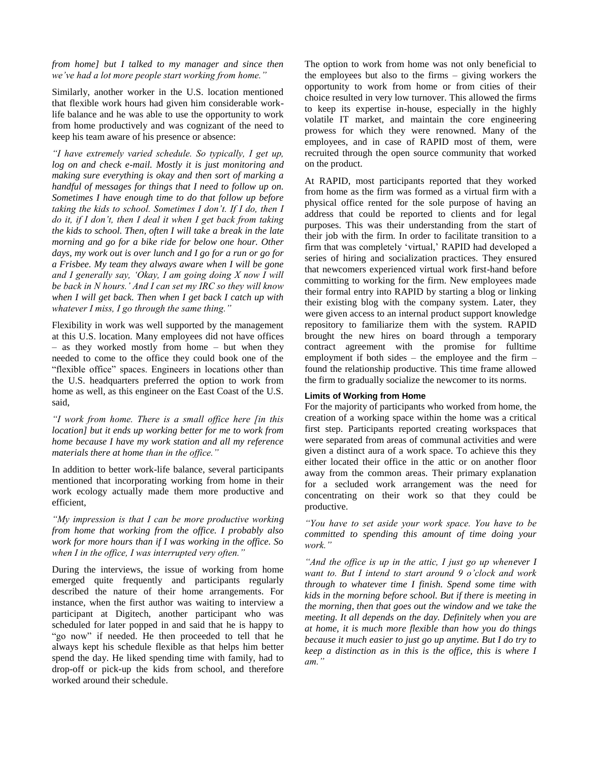*from home] but I talked to my manager and since then we've had a lot more people start working from home."*

Similarly, another worker in the U.S. location mentioned that flexible work hours had given him considerable work-life balance and he was able to use the opportunity to work from home productively and was cognizant of the need to keep his team aware of his presence or absence:

*"I have extremely varied schedule. So typically, I get up, log on and check e-mail. Mostly it is just monitoring and making sure everything is okay and then sort of marking a handful of messages for things that I need to follow up on. Sometimes I have enough time to do that follow up before taking the kids to school. Sometimes I don't. If I do, then I do it, if I don't, then I deal it when I get back from taking the kids to school. Then, often I will take a break in the late morning and go for a bike ride for below one hour. Other days, my work out is over lunch and I go for a run or go for a Frisbee. My team they always aware when I will be gone and I generally say, 'Okay, I am going doing X now I will be back in N hours.' And I can set my IRC so they will know when I will get back. Then when I get back I catch up with whatever I miss, I go through the same thing."*

Flexibility in work was well supported by the management at this U.S. location. Many employees did not have offices – as they worked mostly from home – but when they needed to come to the office they could book one of the "flexible office" spaces. Engineers in locations other than the U.S. headquarters preferred the option to work from home as well, as this engineer on the East Coast of the U.S. said,

*"I work from home. There is a small office here [in this location] but it ends up working better for me to work from home because I have my work station and all my reference materials there at home than in the office."*

In addition to better work-life balance, several participants mentioned that incorporating working from home in their work ecology actually made them more productive and efficient,

*"My impression is that I can be more productive working from home that working from the office. I probably also work for more hours than if I was working in the office. So when I in the office, I was interrupted very often."*

During the interviews, the issue of working from home emerged quite frequently and participants regularly described the nature of their home arrangements. For instance, when the first author was waiting to interview a participant at Digitech, another participant who was scheduled for later popped in and said that he is happy to "go now" if needed. He then proceeded to tell that he always kept his schedule flexible as that helps him better spend the day. He liked spending time with family, had to drop-off or pick-up the kids from school, and therefore worked around their schedule.

The option to work from home was not only beneficial to the employees but also to the firms – giving workers the opportunity to work from home or from cities of their choice resulted in very low turnover. This allowed the firms to keep its expertise in-house, especially in the highly volatile IT market, and maintain the core engineering prowess for which they were renowned. Many of the employees, and in case of RAPID most of them, were recruited through the open source community that worked on the product.

At RAPID, most participants reported that they worked from home as the firm was formed as a virtual firm with a physical office rented for the sole purpose of having an address that could be reported to clients and for legal purposes. This was their understanding from the start of their job with the firm. In order to facilitate transition to a firm that was completely 'virtual,' RAPID had developed a series of hiring and socialization practices. They ensured that newcomers experienced virtual work first-hand before committing to working for the firm. New employees made their formal entry into RAPID by starting a blog or linking their existing blog with the company system. Later, they were given access to an internal product support knowledge repository to familiarize them with the system. RAPID brought the new hires on board through a temporary contract agreement with the promise for fulltime employment if both sides – the employee and the firm – found the relationship productive. This time frame allowed the firm to gradually socialize the newcomer to its norms.

#### Limits of Working from Home

For the majority of participants who worked from home, the creation of a working space within the home was a critical first step. Participants reported creating workspaces that were separated from areas of communal activities and were given a distinct aura of a work space. To achieve this they either located their office in the attic or on another floor away from the common areas. Their primary explanation for a secluded work arrangement was the need for concentrating on their work so that they could be productive.

*"You have to set aside your work space. You have to be committed to spending this amount of time doing your work."*

*"And the office is up in the attic, I just go up whenever I want to. But I intend to start around 9 o'clock and work through to whatever time I finish. Spend some time with kids in the morning before school. But if there is meeting in the morning, then that goes out the window and we take the meeting. It all depends on the day. Definitely when you are at home, it is much more flexible than how you do things because it much easier to just go up anytime. But I do try to keep a distinction as in this is the office, this is where I am."*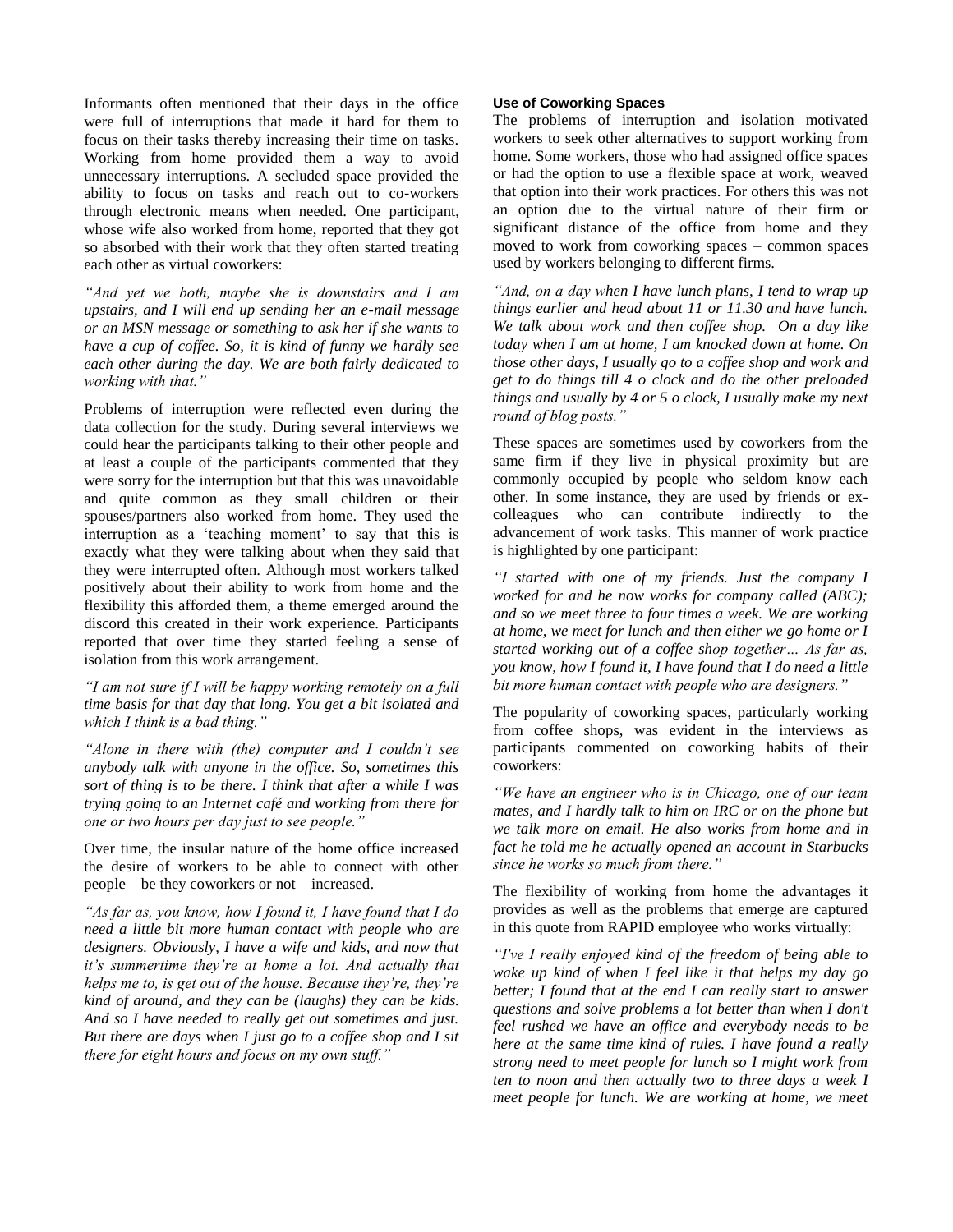Informants often mentioned that their days in the office were full of interruptions that made it hard for them to focus on their tasks thereby increasing their time on tasks. Working from home provided them a way to avoid unnecessary interruptions. A secluded space provided the ability to focus on tasks and reach out to co-workers through electronic means when needed. One participant, whose wife also worked from home, reported that they got so absorbed with their work that they often started treating each other as virtual coworkers:

*"And yet we both, maybe she is downstairs and I am upstairs, and I will end up sending her an e-mail message or an MSN message or something to ask her if she wants to have a cup of coffee. So, it is kind of funny we hardly see each other during the day. We are both fairly dedicated to working with that."*

Problems of interruption were reflected even during the data collection for the study. During several interviews we could hear the participants talking to their other people and at least a couple of the participants commented that they were sorry for the interruption but that this was unavoidable and quite common as they small children or their spouses/partners also worked from home. They used the interruption as a 'teaching moment' to say that this is exactly what they were talking about when they said that they were interrupted often. Although most workers talked positively about their ability to work from home and the flexibility this afforded them, a theme emerged around the discord this created in their work experience. Participants reported that over time they started feeling a sense of isolation from this work arrangement.

*"I am not sure if I will be happy working remotely on a full time basis for that day that long. You get a bit isolated and which I think is a bad thing."*

*"Alone in there with (the) computer and I couldn't see anybody talk with anyone in the office. So, sometimes this sort of thing is to be there. I think that after a while I was trying going to an Internet café and working from there for one or two hours per day just to see people."*

Over time, the insular nature of the home office increased the desire of workers to be able to connect with other people – be they coworkers or not – increased.

*"As far as, you know, how I found it, I have found that I do need a little bit more human contact with people who are designers. Obviously, I have a wife and kids, and now that it's summertime they're at home a lot. And actually that helps me to, is get out of the house. Because they're, they're kind of around, and they can be (laughs) they can be kids. And so I have needed to really get out sometimes and just. But there are days when I just go to a coffee shop and I sit there for eight hours and focus on my own stuff."*

#### Use of Coworking Spaces

The problems of interruption and isolation motivated workers to seek other alternatives to support working from home. Some workers, those who had assigned office spaces or had the option to use a flexible space at work, weaved that option into their work practices. For others this was not an option due to the virtual nature of their firm or significant distance of the office from home and they moved to work from coworking spaces – common spaces used by workers belonging to different firms.

*"And, on a day when I have lunch plans, I tend to wrap up things earlier and head about 11 or 11.30 and have lunch. We talk about work and then coffee shop. On a day like today when I am at home, I am knocked down at home. On those other days, I usually go to a coffee shop and work and get to do things till 4 o clock and do the other preloaded things and usually by 4 or 5 o clock, I usually make my next round of blog posts."*

These spaces are sometimes used by coworkers from the same firm if they live in physical proximity but are commonly occupied by people who seldom know each other. In some instance, they are used by friends or ex-colleagues who can contribute indirectly to the advancement of work tasks. This manner of work practice is highlighted by one participant:

*"I started with one of my friends. Just the company I worked for and he now works for company called (ABC); and so we meet three to four times a week. We are working at home, we meet for lunch and then either we go home or I started working out of a coffee shop together… As far as, you know, how I found it, I have found that I do need a little bit more human contact with people who are designers."*

The popularity of coworking spaces, particularly working from coffee shops, was evident in the interviews as participants commented on coworking habits of their coworkers:

*"We have an engineer who is in Chicago, one of our team mates, and I hardly talk to him on IRC or on the phone but we talk more on email. He also works from home and in fact he told me he actually opened an account in Starbucks since he works so much from there."*

The flexibility of working from home the advantages it provides as well as the problems that emerge are captured in this quote from RAPID employee who works virtually:

*"I've I really enjoyed kind of the freedom of being able to wake up kind of when I feel like it that helps my day go better; I found that at the end I can really start to answer questions and solve problems a lot better than when I don't feel rushed we have an office and everybody needs to be here at the same time kind of rules. I have found a really strong need to meet people for lunch so I might work from ten to noon and then actually two to three days a week I meet people for lunch. We are working at home, we meet*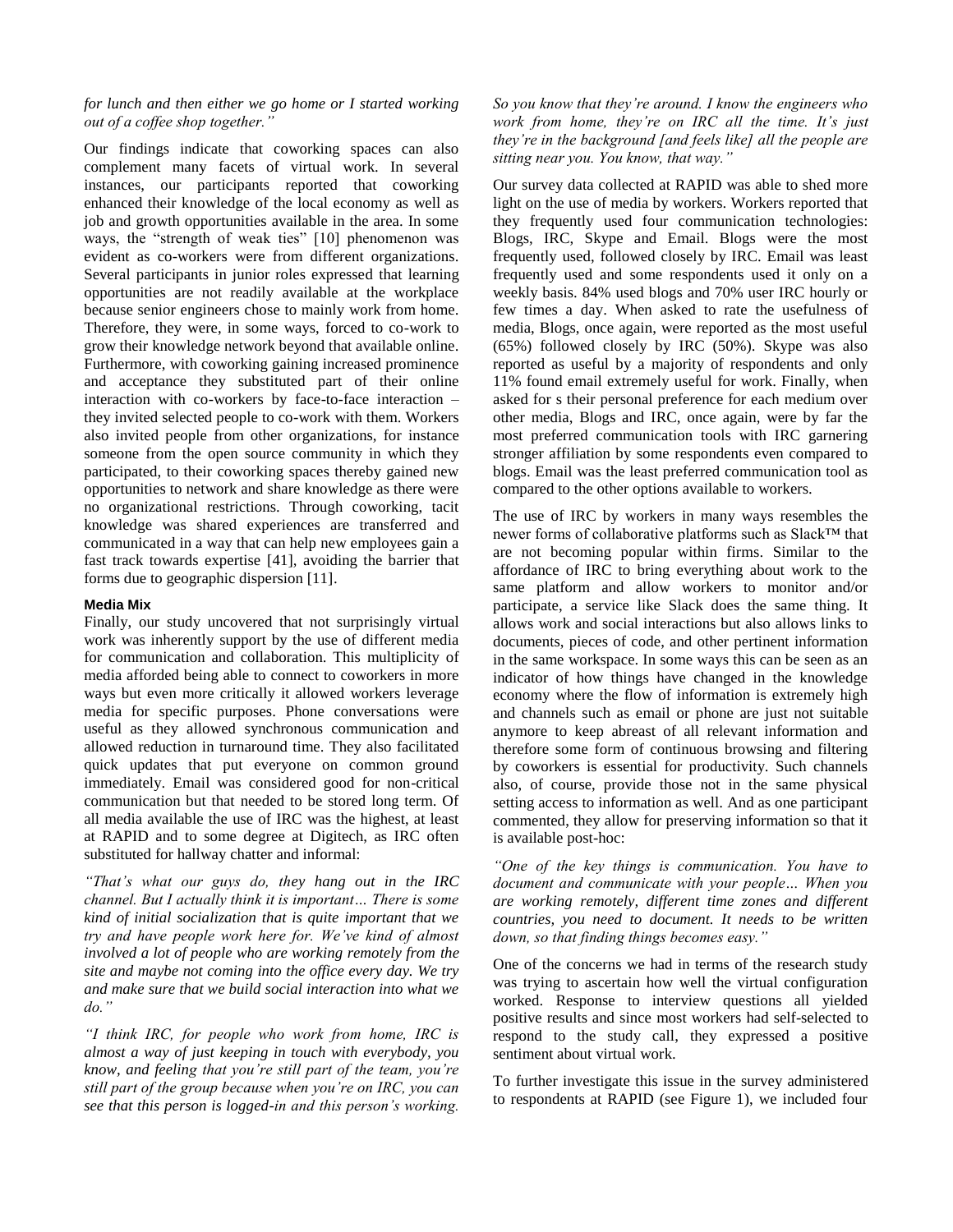*for lunch and then either we go home or I started working out of a coffee shop together."*

Our findings indicate that coworking spaces can also complement many facets of virtual work. In several instances, our participants reported that coworking enhanced their knowledge of the local economy as well as job and growth opportunities available in the area. In some ways, the "strength of weak ties" [10] phenomenon was evident as co-workers were from different organizations. Several participants in junior roles expressed that learning opportunities are not readily available at the workplace because senior engineers chose to mainly work from home. Therefore, they were, in some ways, forced to co-work to grow their knowledge network beyond that available online. Furthermore, with coworking gaining increased prominence and acceptance they substituted part of their online interaction with co-workers by face-to-face interaction – they invited selected people to co-work with them. Workers also invited people from other organizations, for instance someone from the open source community in which they participated, to their coworking spaces thereby gained new opportunities to network and share knowledge as there were no organizational restrictions. Through coworking, tacit knowledge was shared experiences are transferred and communicated in a way that can help new employees gain a fast track towards expertise [41], avoiding the barrier that forms due to geographic dispersion [11].

#### Media Mix

Finally, our study uncovered that not surprisingly virtual work was inherently support by the use of different media for communication and collaboration. This multiplicity of media afforded being able to connect to coworkers in more ways but even more critically it allowed workers leverage media for specific purposes. Phone conversations were useful as they allowed synchronous communication and allowed reduction in turnaround time. They also facilitated quick updates that put everyone on common ground immediately. Email was considered good for non-critical communication but that needed to be stored long term. Of all media available the use of IRC was the highest, at least at RAPID and to some degree at Digitech, as IRC often substituted for hallway chatter and informal:

*"That's what our guys do, they hang out in the IRC channel. But I actually think it is important… There is some kind of initial socialization that is quite important that we try and have people work here for. We've kind of almost involved a lot of people who are working remotely from the site and maybe not coming into the office every day. We try and make sure that we build social interaction into what we do."*

*"I think IRC, for people who work from home, IRC is almost a way of just keeping in touch with everybody, you know, and feeling that you're still part of the team, you're still part of the group because when you're on IRC, you can see that this person is logged-in and this person's working. So you know that they're around. I know the engineers who work from home, they're on IRC all the time. It's just they're in the background [and feels like] all the people are sitting near you. You know, that way."*

Our survey data collected at RAPID was able to shed more light on the use of media by workers. Workers reported that they frequently used four communication technologies: Blogs, IRC, Skype and Email. Blogs were the most frequently used, followed closely by IRC. Email was least frequently used and some respondents used it only on a weekly basis. 84% used blogs and 70% user IRC hourly or few times a day. When asked to rate the usefulness of media, Blogs, once again, were reported as the most useful (65%) followed closely by IRC (50%). Skype was also reported as useful by a majority of respondents and only 11% found email extremely useful for work. Finally, when asked for s their personal preference for each medium over other media, Blogs and IRC, once again, were by far the most preferred communication tools with IRC garnering stronger affiliation by some respondents even compared to blogs. Email was the least preferred communication tool as compared to the other options available to workers.

The use of IRC by workers in many ways resembles the newer forms of collaborative platforms such as Slack™ that are not becoming popular within firms. Similar to the affordance of IRC to bring everything about work to the same platform and allow workers to monitor and/or participate, a service like Slack does the same thing. It allows work and social interactions but also allows links to documents, pieces of code, and other pertinent information in the same workspace. In some ways this can be seen as an indicator of how things have changed in the knowledge economy where the flow of information is extremely high and channels such as email or phone are just not suitable anymore to keep abreast of all relevant information and therefore some form of continuous browsing and filtering by coworkers is essential for productivity. Such channels also, of course, provide those not in the same physical setting access to information as well. And as one participant commented, they allow for preserving information so that it is available post-hoc:

*"One of the key things is communication. You have to document and communicate with your people… When you are working remotely, different time zones and different countries, you need to document. It needs to be written down, so that finding things becomes easy."*

One of the concerns we had in terms of the research study was trying to ascertain how well the virtual configuration worked. Response to interview questions all yielded positive results and since most workers had self-selected to respond to the study call, they expressed a positive sentiment about virtual work.

To further investigate this issue in the survey administered to respondents at RAPID (see Figure 1), we included four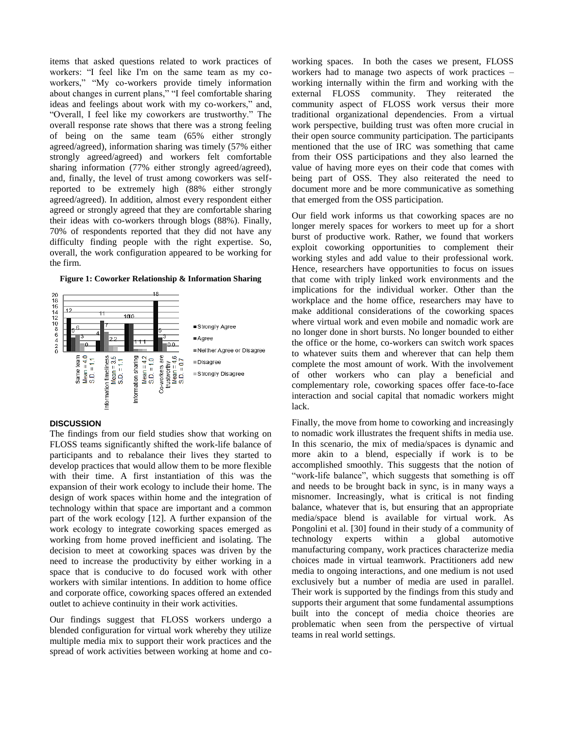items that asked questions related to work practices of workers: "I feel like I'm on the same team as my co-workers," "My co-workers provide timely information about changes in current plans," "I feel comfortable sharing ideas and feelings about work with my co-workers," and, "Overall, I feel like my coworkers are trustworthy." The overall response rate shows that there was a strong feeling of being on the same team (65% either strongly agreed/agreed), information sharing was timely (57% either strongly agreed/agreed) and workers felt comfortable sharing information (77% either strongly agreed/agreed), and, finally, the level of trust among coworkers was self-reported to be extremely high (88% either strongly agreed/agreed). In addition, almost every respondent either agreed or strongly agreed that they are comfortable sharing their ideas with co-workers through blogs (88%). Finally, 70% of respondents reported that they did not have any difficulty finding people with the right expertise. So, overall, the work configuration appeared to be working for the firm.

**Figure 1: Coworker Relationship & Information Sharing**

| | Strongly Agree | Agree | Neither Agree or Disagree | Disagree | Strongly Disagree |
|---|---|---|---|---|---|
| Same team (Mean = 4.0, S.D. = 1.1) | 12 | 5 | 6 | 3 | 0 |
| Information timeliness (Mean = 3.5, S.D. = 1.1) | 4 | 11 | 7 | 2 | 2 |
| Information sharing (Mean = 4.2, S.D. = 1.0) | 10 | 10 | 1 | 1 | 1 |
| Co-workers are trustworthy (Mean = 4.6, S.D. = 0.7) | 18 | 5 | 3 | 0 | 0 |

## DISCUSSION

The findings from our field studies show that working on FLOSS teams significantly shifted the work-life balance of participants and to rebalance their lives they started to develop practices that would allow them to be more flexible with their time. A first instantiation of this was the expansion of their work ecology to include their home. The design of work spaces within home and the integration of technology within that space are important and a common part of the work ecology [12]. A further expansion of the work ecology to integrate coworking spaces emerged as working from home proved inefficient and isolating. The decision to meet at coworking spaces was driven by the need to increase the productivity by either working in a space that is conducive to do focused work with other workers with similar intentions. In addition to home office and corporate office, coworking spaces offered an extended outlet to achieve continuity in their work activities.

Our findings suggest that FLOSS workers undergo a blended configuration for virtual work whereby they utilize multiple media mix to support their work practices and the spread of work activities between working at home and coworking spaces. In both the cases we present, FLOSS workers had to manage two aspects of work practices – working internally within the firm and working with the external FLOSS community. They reiterated the community aspect of FLOSS work versus their more traditional organizational dependencies. From a virtual work perspective, building trust was often more crucial in their open source community participation. The participants mentioned that the use of IRC was something that came from their OSS participations and they also learned the value of having more eyes on their code that comes with being part of OSS. They also reiterated the need to document more and be more communicative as something that emerged from the OSS participation.

Our field work informs us that coworking spaces are no longer merely spaces for workers to meet up for a short burst of productive work. Rather, we found that workers exploit coworking opportunities to complement their working styles and add value to their professional work. Hence, researchers have opportunities to focus on issues that come with triply linked work environments and the implications for the individual worker. Other than the workplace and the home office, researchers may have to make additional considerations of the coworking spaces where virtual work and even mobile and nomadic work are no longer done in short bursts. No longer bounded to either the office or the home, co-workers can switch work spaces to whatever suits them and wherever that can help them complete the most amount of work. With the involvement of other workers who can play a beneficial and complementary role, coworking spaces offer face-to-face interaction and social capital that nomadic workers might lack.

Finally, the move from home to coworking and increasingly to nomadic work illustrates the frequent shifts in media use. In this scenario, the mix of media/spaces is dynamic and more akin to a blend, especially if work is to be accomplished smoothly. This suggests that the notion of "work-life balance", which suggests that something is off and needs to be brought back in sync, is in many ways a misnomer. Increasingly, what is critical is not finding balance, whatever that is, but ensuring that an appropriate media/space blend is available for virtual work. As Pongolini et al. [30] found in their study of a community of technology experts within a global automotive manufacturing company, work practices characterize media choices made in virtual teamwork. Practitioners add new media to ongoing interactions, and one medium is not used exclusively but a number of media are used in parallel. Their work is supported by the findings from this study and supports their argument that some fundamental assumptions built into the concept of media choice theories are problematic when seen from the perspective of virtual teams in real world settings.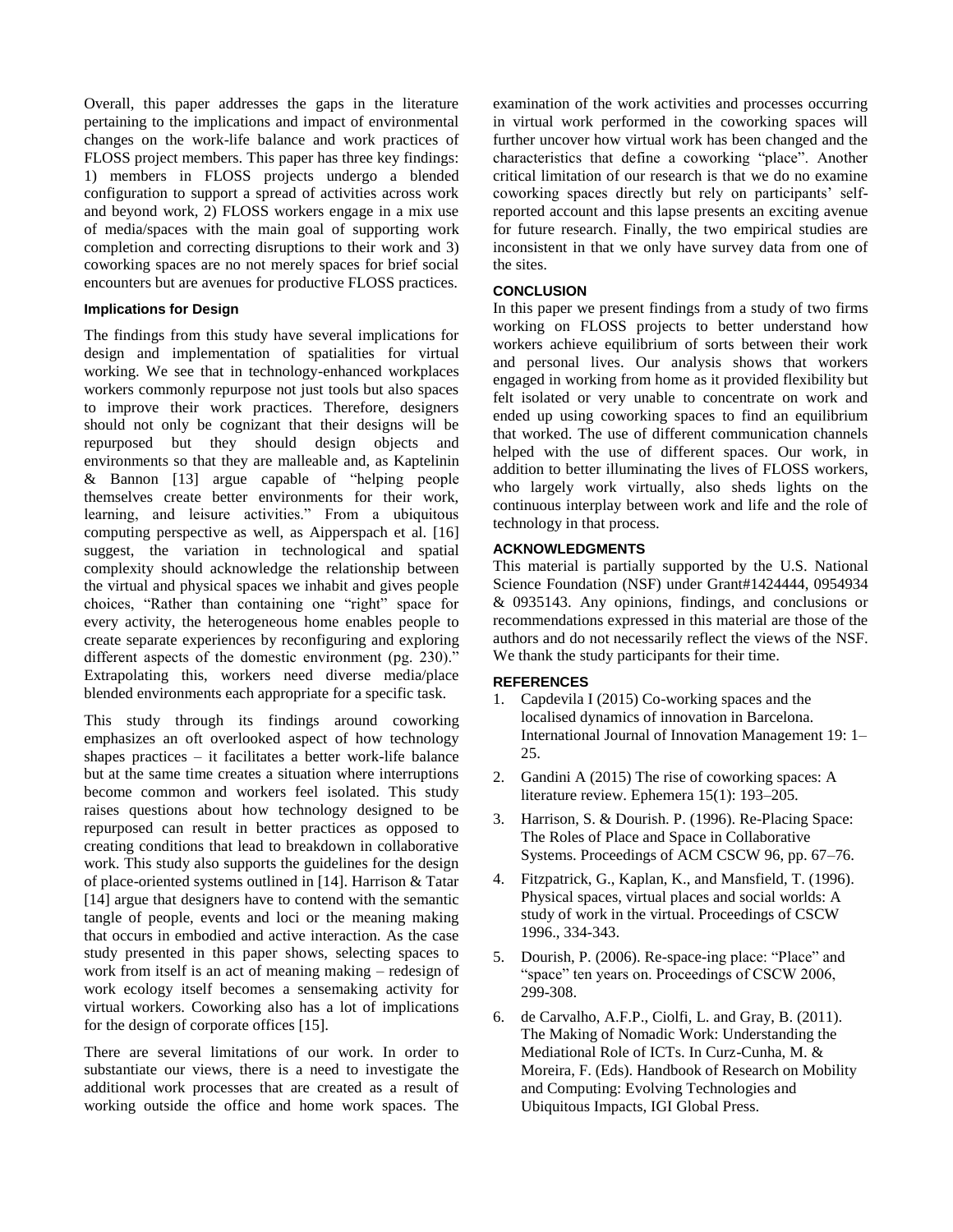Overall, this paper addresses the gaps in the literature pertaining to the implications and impact of environmental changes on the work-life balance and work practices of FLOSS project members. This paper has three key findings: 1) members in FLOSS projects undergo a blended configuration to support a spread of activities across work and beyond work, 2) FLOSS workers engage in a mix use of media/spaces with the main goal of supporting work completion and correcting disruptions to their work and 3) coworking spaces are no not merely spaces for brief social encounters but are avenues for productive FLOSS practices.

#### Implications for Design

The findings from this study have several implications for design and implementation of spatialities for virtual working. We see that in technology-enhanced workplaces workers commonly repurpose not just tools but also spaces to improve their work practices. Therefore, designers should not only be cognizant that their designs will be repurposed but they should design objects and environments so that they are malleable and, as Kaptelinin & Bannon [13] argue capable of "helping people themselves create better environments for their work, learning, and leisure activities." From a ubiquitous computing perspective as well, as Aipperspach et al. [16] suggest, the variation in technological and spatial complexity should acknowledge the relationship between the virtual and physical spaces we inhabit and gives people choices, "Rather than containing one "right" space for every activity, the heterogeneous home enables people to create separate experiences by reconfiguring and exploring different aspects of the domestic environment (pg. 230)." Extrapolating this, workers need diverse media/place blended environments each appropriate for a specific task.

This study through its findings around coworking emphasizes an oft overlooked aspect of how technology shapes practices – it facilitates a better work-life balance but at the same time creates a situation where interruptions become common and workers feel isolated. This study raises questions about how technology designed to be repurposed can result in better practices as opposed to creating conditions that lead to breakdown in collaborative work. This study also supports the guidelines for the design of place-oriented systems outlined in [14]. Harrison & Tatar [14] argue that designers have to contend with the semantic tangle of people, events and loci or the meaning making that occurs in embodied and active interaction. As the case study presented in this paper shows, selecting spaces to work from itself is an act of meaning making – redesign of work ecology itself becomes a sensemaking activity for virtual workers. Coworking also has a lot of implications for the design of corporate offices [15].

There are several limitations of our work. In order to substantiate our views, there is a need to investigate the additional work processes that are created as a result of working outside the office and home work spaces. The examination of the work activities and processes occurring in virtual work performed in the coworking spaces will further uncover how virtual work has been changed and the characteristics that define a coworking "place". Another critical limitation of our research is that we do no examine coworking spaces directly but rely on participants' self-reported account and this lapse presents an exciting avenue for future research. Finally, the two empirical studies are inconsistent in that we only have survey data from one of the sites.

### CONCLUSION

In this paper we present findings from a study of two firms working on FLOSS projects to better understand how workers achieve equilibrium of sorts between their work and personal lives. Our analysis shows that workers engaged in working from home as it provided flexibility but felt isolated or very unable to concentrate on work and ended up using coworking spaces to find an equilibrium that worked. The use of different communication channels helped with the use of different spaces. Our work, in addition to better illuminating the lives of FLOSS workers, who largely work virtually, also sheds lights on the continuous interplay between work and life and the role of technology in that process.

### ACKNOWLEDGMENTS

This material is partially supported by the U.S. National Science Foundation (NSF) under Grant#1424444, 0954934 & 0935143. Any opinions, findings, and conclusions or recommendations expressed in this material are those of the authors and do not necessarily reflect the views of the NSF. We thank the study participants for their time.

### REFERENCES

1. Capdevila I (2015) Co-working spaces and the localised dynamics of innovation in Barcelona. International Journal of Innovation Management 19: 1–25.
2. Gandini A (2015) The rise of coworking spaces: A literature review. Ephemera 15(1): 193–205.
3. Harrison, S. & Dourish. P. (1996). Re-Placing Space: The Roles of Place and Space in Collaborative Systems. Proceedings of ACM CSCW 96, pp. 67–76.
4. Fitzpatrick, G., Kaplan, K., and Mansfield, T. (1996). Physical spaces, virtual places and social worlds: A study of work in the virtual. Proceedings of CSCW 1996., 334-343.
5. Dourish, P. (2006). Re-space-ing place: "Place" and "space" ten years on. Proceedings of CSCW 2006, 299-308.
6. de Carvalho, A.F.P., Ciolfi, L. and Gray, B. (2011). The Making of Nomadic Work: Understanding the Mediational Role of ICTs. In Curz-Cunha, M. & Moreira, F. (Eds). Handbook of Research on Mobility and Computing: Evolving Technologies and Ubiquitous Impacts, IGI Global Press.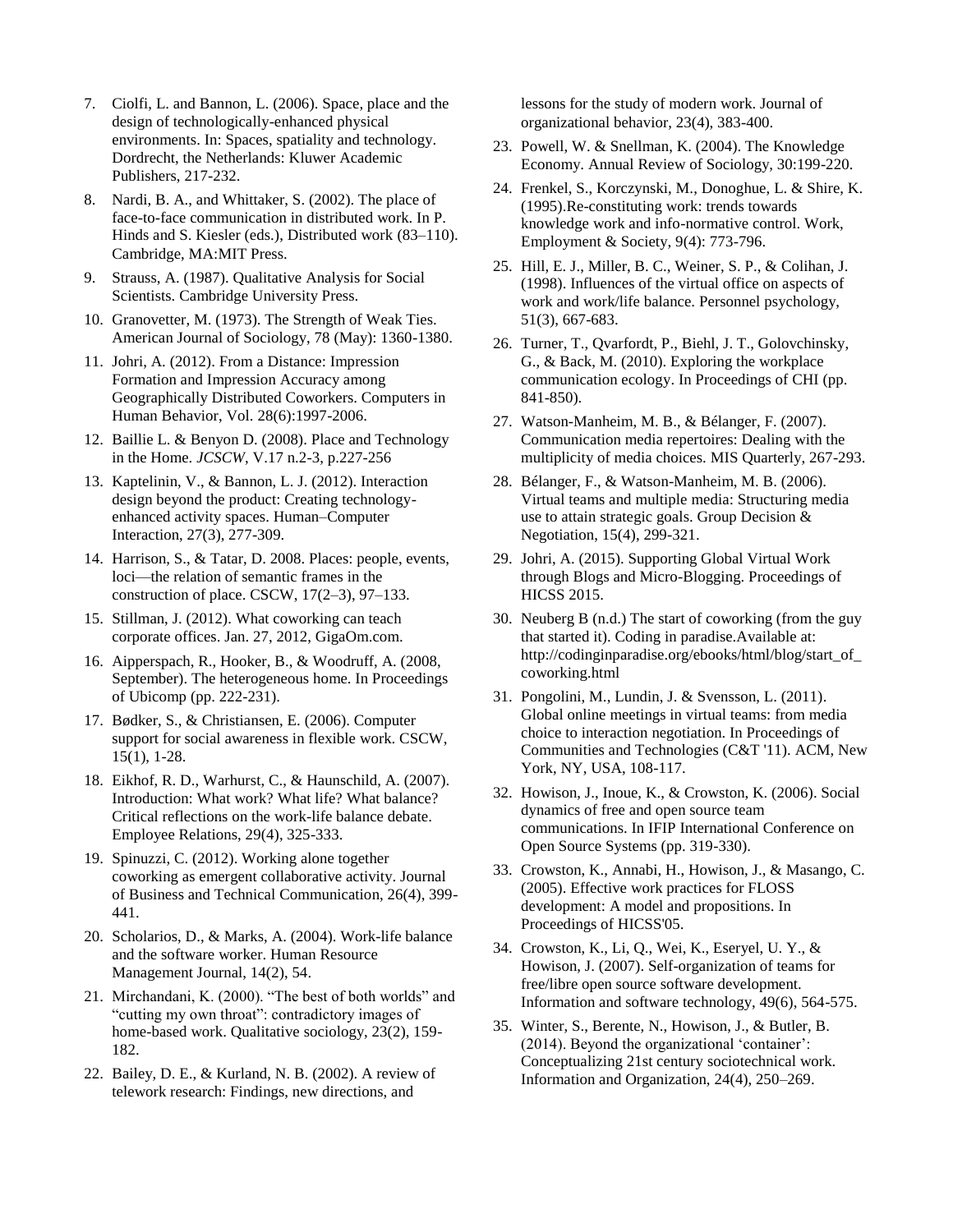7. Ciolfi, L. and Bannon, L. (2006). Space, place and the design of technologically-enhanced physical environments. In: Spaces, spatiality and technology. Dordrecht, the Netherlands: Kluwer Academic Publishers, 217-232.
8. Nardi, B. A., and Whittaker, S. (2002). The place of face-to-face communication in distributed work. In P. Hinds and S. Kiesler (eds.), Distributed work (83–110). Cambridge, MA:MIT Press.
9. Strauss, A. (1987). Qualitative Analysis for Social Scientists. Cambridge University Press.
10. Granovetter, M. (1973). The Strength of Weak Ties. American Journal of Sociology, 78 (May): 1360-1380.
11. Johri, A. (2012). From a Distance: Impression Formation and Impression Accuracy among Geographically Distributed Coworkers. Computers in Human Behavior, Vol. 28(6):1997-2006.
12. Baillie L. & Benyon D. (2008). Place and Technology in the Home. *JCSCW*, V.17 n.2-3, p.227-256
13. Kaptelinin, V., & Bannon, L. J. (2012). Interaction design beyond the product: Creating technology-enhanced activity spaces. Human–Computer Interaction, 27(3), 277-309.
14. Harrison, S., & Tatar, D. 2008. Places: people, events, loci—the relation of semantic frames in the construction of place. CSCW, 17(2–3), 97–133.
15. Stillman, J. (2012). What coworking can teach corporate offices. Jan. 27, 2012, GigaOm.com.
16. Aipperspach, R., Hooker, B., & Woodruff, A. (2008, September). The heterogeneous home. In Proceedings of Ubicomp (pp. 222-231).
17. Bødker, S., & Christiansen, E. (2006). Computer support for social awareness in flexible work. CSCW, 15(1), 1-28.
18. Eikhof, R. D., Warhurst, C., & Haunschild, A. (2007). Introduction: What work? What life? What balance? Critical reflections on the work-life balance debate. Employee Relations, 29(4), 325-333.
19. Spinuzzi, C. (2012). Working alone together coworking as emergent collaborative activity. Journal of Business and Technical Communication, 26(4), 399-441.
20. Scholarios, D., & Marks, A. (2004). Work-life balance and the software worker. Human Resource Management Journal, 14(2), 54.
21. Mirchandani, K. (2000). "The best of both worlds" and "cutting my own throat": contradictory images of home-based work. Qualitative sociology, 23(2), 159-182.
22. Bailey, D. E., & Kurland, N. B. (2002). A review of telework research: Findings, new directions, and lessons for the study of modern work. Journal of organizational behavior, 23(4), 383-400.
23. Powell, W. & Snellman, K. (2004). The Knowledge Economy. Annual Review of Sociology, 30:199-220.
24. Frenkel, S., Korczynski, M., Donoghue, L. & Shire, K. (1995).Re-constituting work: trends towards knowledge work and info-normative control. Work, Employment & Society, 9(4): 773-796.
25. Hill, E. J., Miller, B. C., Weiner, S. P., & Colihan, J. (1998). Influences of the virtual office on aspects of work and work/life balance. Personnel psychology, 51(3), 667-683.
26. Turner, T., Qvarfordt, P., Biehl, J. T., Golovchinsky, G., & Back, M. (2010). Exploring the workplace communication ecology. In Proceedings of CHI (pp. 841-850).
27. Watson-Manheim, M. B., & Bélanger, F. (2007). Communication media repertoires: Dealing with the multiplicity of media choices. MIS Quarterly, 267-293.
28. Bélanger, F., & Watson-Manheim, M. B. (2006). Virtual teams and multiple media: Structuring media use to attain strategic goals. Group Decision & Negotiation, 15(4), 299-321.
29. Johri, A. (2015). Supporting Global Virtual Work through Blogs and Micro-Blogging. Proceedings of HICSS 2015.
30. Neuberg B (n.d.) The start of coworking (from the guy that started it). Coding in paradise.Available at: http://codinginparadise.org/ebooks/html/blog/start_of_coworking.html
31. Pongolini, M., Lundin, J. & Svensson, L. (2011). Global online meetings in virtual teams: from media choice to interaction negotiation. In Proceedings of Communities and Technologies (C&T '11). ACM, New York, NY, USA, 108-117.
32. Howison, J., Inoue, K., & Crowston, K. (2006). Social dynamics of free and open source team communications. In IFIP International Conference on Open Source Systems (pp. 319-330).
33. Crowston, K., Annabi, H., Howison, J., & Masango, C. (2005). Effective work practices for FLOSS development: A model and propositions. In Proceedings of HICSS'05.
34. Crowston, K., Li, Q., Wei, K., Eseryel, U. Y., & Howison, J. (2007). Self-organization of teams for free/libre open source software development. Information and software technology, 49(6), 564-575.
35. Winter, S., Berente, N., Howison, J., & Butler, B. (2014). Beyond the organizational 'container': Conceptualizing 21st century sociotechnical work. Information and Organization, 24(4), 250–269.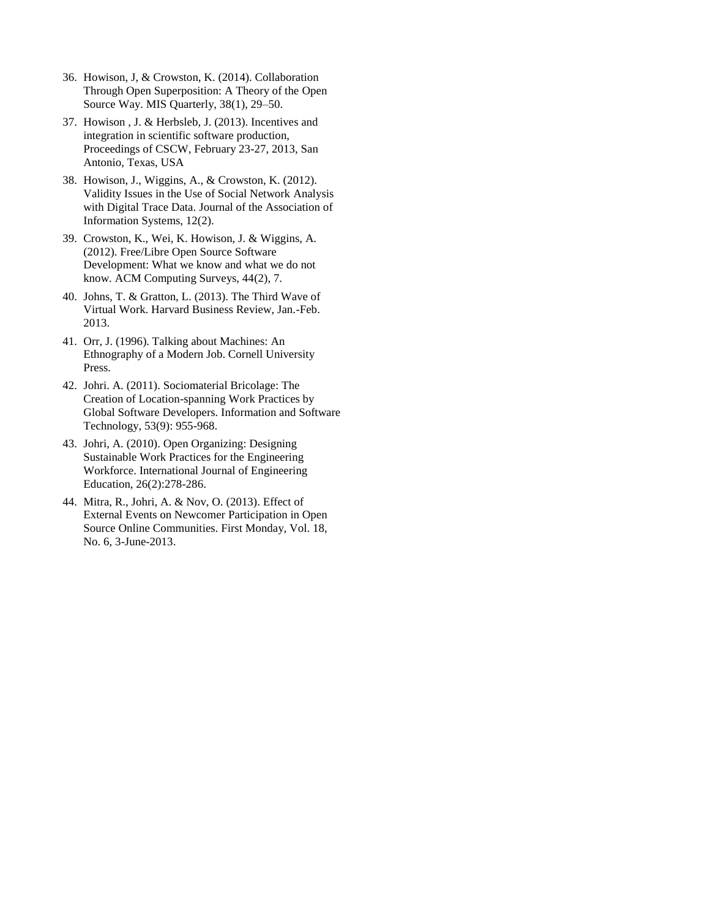36. Howison, J, & Crowston, K. (2014). Collaboration Through Open Superposition: A Theory of the Open Source Way. MIS Quarterly, 38(1), 29–50.
37. Howison , J. & Herbsleb, J. (2013). Incentives and integration in scientific software production, Proceedings of CSCW, February 23-27, 2013, San Antonio, Texas, USA
38. Howison, J., Wiggins, A., & Crowston, K. (2012). Validity Issues in the Use of Social Network Analysis with Digital Trace Data. Journal of the Association of Information Systems, 12(2).
39. Crowston, K., Wei, K. Howison, J. & Wiggins, A. (2012). Free/Libre Open Source Software Development: What we know and what we do not know. ACM Computing Surveys, 44(2), 7.
40. Johns, T. & Gratton, L. (2013). The Third Wave of Virtual Work. Harvard Business Review, Jan.-Feb. 2013.
41. Orr, J. (1996). Talking about Machines: An Ethnography of a Modern Job. Cornell University Press.
42. Johri. A. (2011). Sociomaterial Bricolage: The Creation of Location-spanning Work Practices by Global Software Developers. Information and Software Technology, 53(9): 955-968.
43. Johri, A. (2010). Open Organizing: Designing Sustainable Work Practices for the Engineering Workforce. International Journal of Engineering Education, 26(2):278-286.
44. Mitra, R., Johri, A. & Nov, O. (2013). Effect of External Events on Newcomer Participation in Open Source Online Communities. First Monday, Vol. 18, No. 6, 3-June-2013.